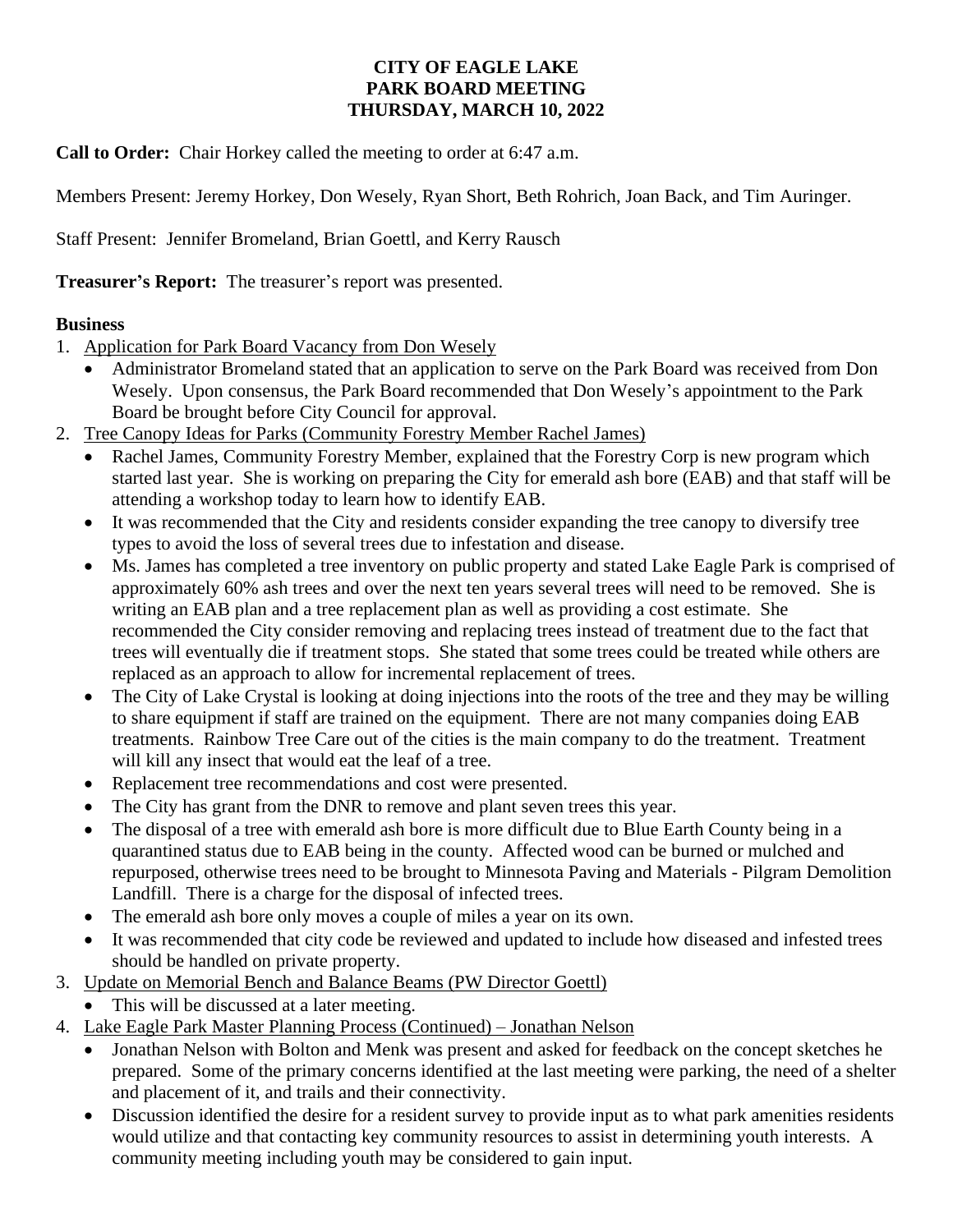# CITY OF EAGLE LAKE
## PARK BOARD MEETING
## THURSDAY, MARCH 10, 2022

**Call to Order:** Chair Horkey called the meeting to order at 6:47 a.m.

Members Present: Jeremy Horkey, Don Wesely, Ryan Short, Beth Rohrich, Joan Back, and Tim Auringer.

Staff Present: Jennifer Bromeland, Brian Goettl, and Kerry Rausch

**Treasurer's Report:** The treasurer's report was presented.

**Business**

1. Application for Park Board Vacancy from Don Wesely
   - Administrator Bromeland stated that an application to serve on the Park Board was received from Don Wesely. Upon consensus, the Park Board recommended that Don Wesely's appointment to the Park Board be brought before City Council for approval.
2. Tree Canopy Ideas for Parks (Community Forestry Member Rachel James)
   - Rachel James, Community Forestry Member, explained that the Forestry Corp is new program which started last year. She is working on preparing the City for emerald ash bore (EAB) and that staff will be attending a workshop today to learn how to identify EAB.
   - It was recommended that the City and residents consider expanding the tree canopy to diversify tree types to avoid the loss of several trees due to infestation and disease.
   - Ms. James has completed a tree inventory on public property and stated Lake Eagle Park is comprised of approximately 60% ash trees and over the next ten years several trees will need to be removed. She is writing an EAB plan and a tree replacement plan as well as providing a cost estimate. She recommended the City consider removing and replacing trees instead of treatment due to the fact that trees will eventually die if treatment stops. She stated that some trees could be treated while others are replaced as an approach to allow for incremental replacement of trees.
   - The City of Lake Crystal is looking at doing injections into the roots of the tree and they may be willing to share equipment if staff are trained on the equipment. There are not many companies doing EAB treatments. Rainbow Tree Care out of the cities is the main company to do the treatment. Treatment will kill any insect that would eat the leaf of a tree.
   - Replacement tree recommendations and cost were presented.
   - The City has grant from the DNR to remove and plant seven trees this year.
   - The disposal of a tree with emerald ash bore is more difficult due to Blue Earth County being in a quarantined status due to EAB being in the county. Affected wood can be burned or mulched and repurposed, otherwise trees need to be brought to Minnesota Paving and Materials - Pilgram Demolition Landfill. There is a charge for the disposal of infected trees.
   - The emerald ash bore only moves a couple of miles a year on its own.
   - It was recommended that city code be reviewed and updated to include how diseased and infested trees should be handled on private property.
3. Update on Memorial Bench and Balance Beams (PW Director Goettl)
   - This will be discussed at a later meeting.
4. Lake Eagle Park Master Planning Process (Continued) – Jonathan Nelson
   - Jonathan Nelson with Bolton and Menk was present and asked for feedback on the concept sketches he prepared. Some of the primary concerns identified at the last meeting were parking, the need of a shelter and placement of it, and trails and their connectivity.
   - Discussion identified the desire for a resident survey to provide input as to what park amenities residents would utilize and that contacting key community resources to assist in determining youth interests. A community meeting including youth may be considered to gain input.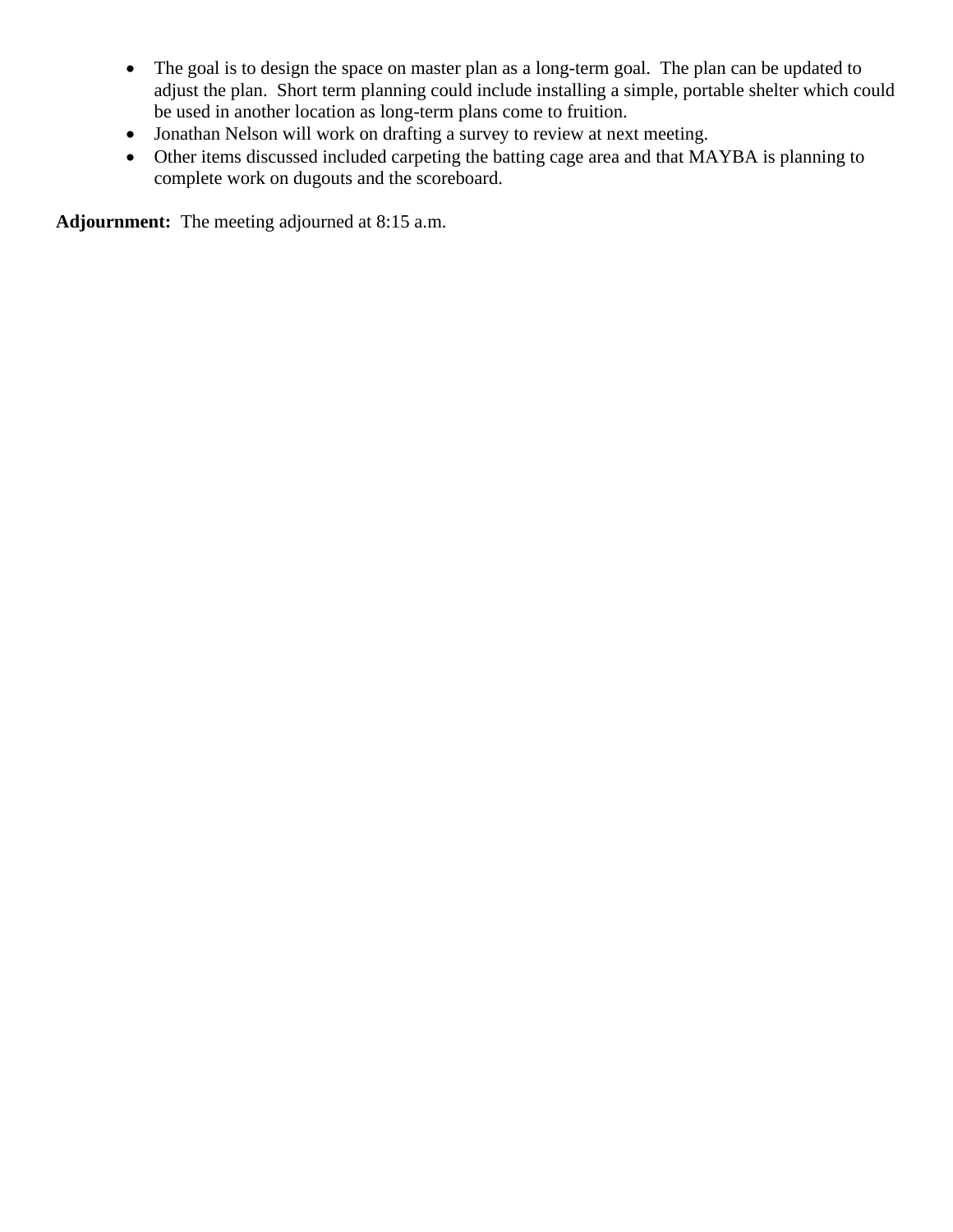- The goal is to design the space on master plan as a long-term goal.  The plan can be updated to adjust the plan.  Short term planning could include installing a simple, portable shelter which could be used in another location as long-term plans come to fruition.
- Jonathan Nelson will work on drafting a survey to review at next meeting.
- Other items discussed included carpeting the batting cage area and that MAYBA is planning to complete work on dugouts and the scoreboard.

**Adjournment:** The meeting adjourned at 8:15 a.m.